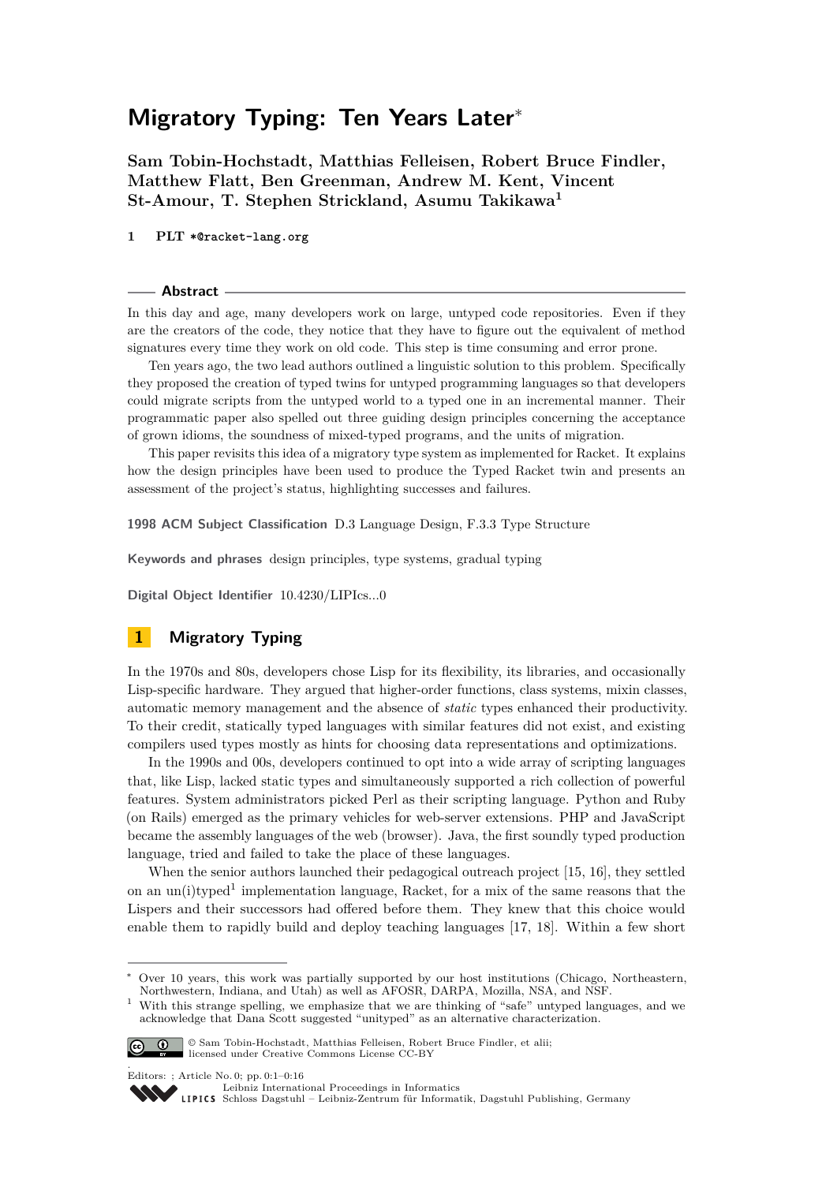# Migratory Typing: Ten Years Later*

**Sam Tobin-Hochstadt, Matthias Felleisen, Robert Bruce Findler, Matthew Flatt, Ben Greenman, Andrew M. Kent, Vincent St-Amour, T. Stephen Strickland, Asumu Takikawa[1]**

1 **PLT** `*@racket-lang.org`

## Abstract

In this day and age, many developers work on large, untyped code repositories. Even if they are the creators of the code, they notice that they have to figure out the equivalent of method signatures every time they work on old code. This step is time consuming and error prone.

Ten years ago, the two lead authors outlined a linguistic solution to this problem. Specifically they proposed the creation of typed twins for untyped programming languages so that developers could migrate scripts from the untyped world to a typed one in an incremental manner. Their programmatic paper also spelled out three guiding design principles concerning the acceptance of grown idioms, the soundness of mixed-typed programs, and the units of migration.

This paper revisits this idea of a migratory type system as implemented for Racket. It explains how the design principles have been used to produce the Typed Racket twin and presents an assessment of the project's status, highlighting successes and failures.

**1998 ACM Subject Classification** D.3 Language Design, F.3.3 Type Structure

**Keywords and phrases** design principles, type systems, gradual typing

**Digital Object Identifier** 10.4230/LIPIcs...0

## 1 Migratory Typing

In the 1970s and 80s, developers chose Lisp for its flexibility, its libraries, and occasionally Lisp-specific hardware. They argued that higher-order functions, class systems, mixin classes, automatic memory management and the absence of *static* types enhanced their productivity. To their credit, statically typed languages with similar features did not exist, and existing compilers used types mostly as hints for choosing data representations and optimizations.

In the 1990s and 00s, developers continued to opt into a wide array of scripting languages that, like Lisp, lacked static types and simultaneously supported a rich collection of powerful features. System administrators picked Perl as their scripting language. Python and Ruby (on Rails) emerged as the primary vehicles for web-server extensions. PHP and JavaScript became the assembly languages of the web (browser). Java, the first soundly typed production language, tried and failed to take the place of these languages.

When the senior authors launched their pedagogical outreach project [15, 16], they settled on an un(i)typed[1] implementation language, Racket, for a mix of the same reasons that the Lispers and their successors had offered before them. They knew that this choice would enable them to rapidly build and deploy teaching languages [17, 18]. Within a few short

---

* Over 10 years, this work was partially supported by our host institutions (Chicago, Northeastern, Northwestern, Indiana, and Utah) as well as AFOSR, DARPA, Mozilla, NSA, and NSF.

[1] With this strange spelling, we emphasize that we are thinking of "safe" untyped languages, and we acknowledge that Dana Scott suggested "unityped" as an alternative characterization.

© Sam Tobin-Hochstadt, Matthias Felleisen, Robert Bruce Findler, et alii; licensed under Creative Commons License CC-BY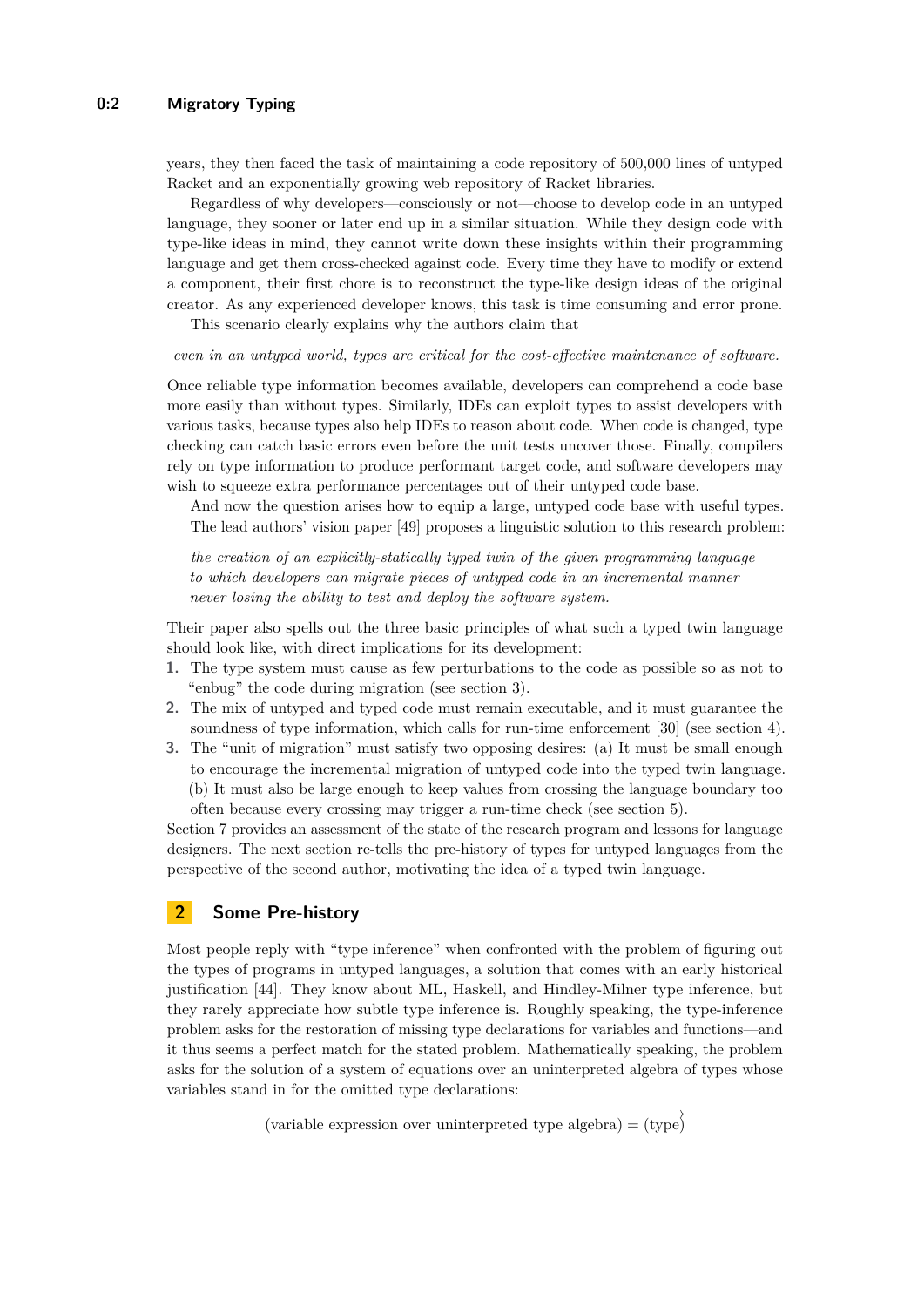years, they then faced the task of maintaining a code repository of 500,000 lines of untyped Racket and an exponentially growing web repository of Racket libraries.

Regardless of why developers—consciously or not—choose to develop code in an untyped language, they sooner or later end up in a similar situation. While they design code with type-like ideas in mind, they cannot write down these insights within their programming language and get them cross-checked against code. Every time they have to modify or extend a component, their first chore is to reconstruct the type-like design ideas of the original creator. As any experienced developer knows, this task is time consuming and error prone.

This scenario clearly explains why the authors claim that

*even in an untyped world, types are critical for the cost-effective maintenance of software.*

Once reliable type information becomes available, developers can comprehend a code base more easily than without types. Similarly, IDEs can exploit types to assist developers with various tasks, because types also help IDEs to reason about code. When code is changed, type checking can catch basic errors even before the unit tests uncover those. Finally, compilers rely on type information to produce performant target code, and software developers may wish to squeeze extra performance percentages out of their untyped code base.

And now the question arises how to equip a large, untyped code base with useful types. The lead authors' vision paper [49] proposes a linguistic solution to this research problem:

*the creation of an explicitly-statically typed twin of the given programming language to which developers can migrate pieces of untyped code in an incremental manner never losing the ability to test and deploy the software system.*

Their paper also spells out the three basic principles of what such a typed twin language should look like, with direct implications for its development:

1. The type system must cause as few perturbations to the code as possible so as not to "enbug" the code during migration (see section 3).
2. The mix of untyped and typed code must remain executable, and it must guarantee the soundness of type information, which calls for run-time enforcement [30] (see section 4).
3. The "unit of migration" must satisfy two opposing desires: (a) It must be small enough to encourage the incremental migration of untyped code into the typed twin language. (b) It must also be large enough to keep values from crossing the language boundary too often because every crossing may trigger a run-time check (see section 5).

Section 7 provides an assessment of the state of the research program and lessons for language designers. The next section re-tells the pre-history of types for untyped languages from the perspective of the second author, motivating the idea of a typed twin language.

## 2 Some Pre-history

Most people reply with "type inference" when confronted with the problem of figuring out the types of programs in untyped languages, a solution that comes with an early historical justification [44]. They know about ML, Haskell, and Hindley-Milner type inference, but they rarely appreciate how subtle type inference is. Roughly speaking, the type-inference problem asks for the restoration of missing type declarations for variables and functions—and it thus seems a perfect match for the stated problem. Mathematically speaking, the problem asks for the solution of a system of equations over an uninterpreted algebra of types whose variables stand in for the omitted type declarations:

$$\overrightarrow{(\text{variable expression over uninterpreted type algebra}) = (\text{type})}$$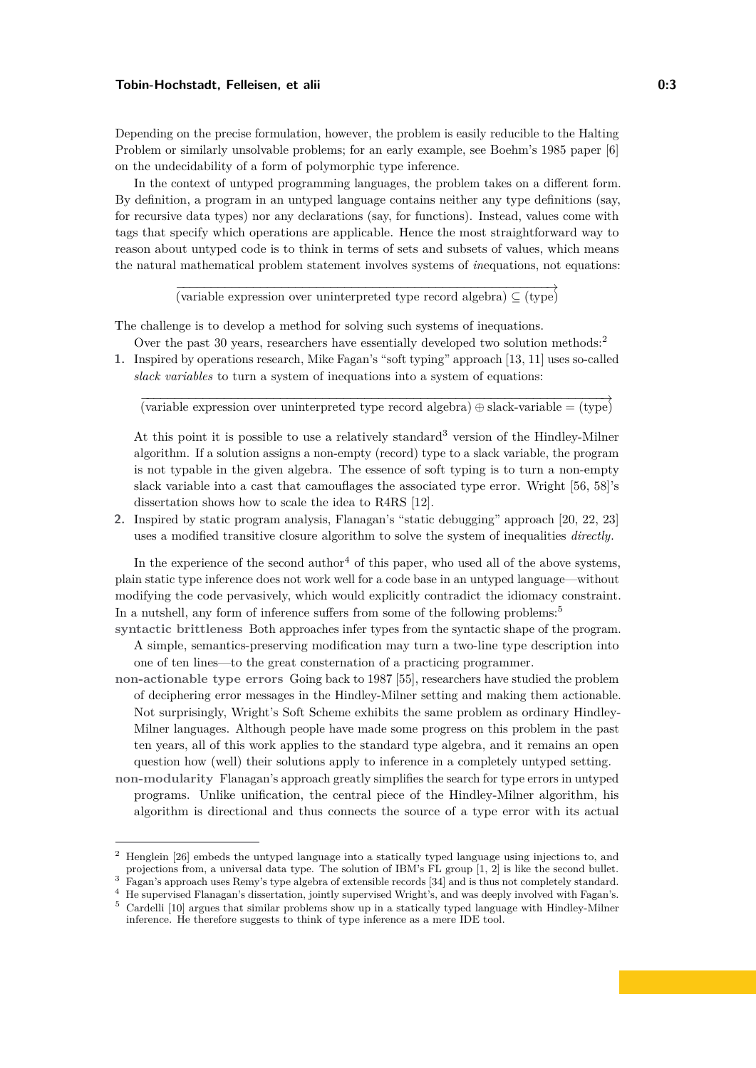Depending on the precise formulation, however, the problem is easily reducible to the Halting Problem or similarly unsolvable problems; for an early example, see Boehm's 1985 paper [6] on the undecidability of a form of polymorphic type inference.

In the context of untyped programming languages, the problem takes on a different form. By definition, a program in an untyped language contains neither any type definitions (say, for recursive data types) nor any declarations (say, for functions). Instead, values come with tags that specify which operations are applicable. Hence the most straightforward way to reason about untyped code is to think in terms of sets and subsets of values, which means the natural mathematical problem statement involves systems of *in*equations, not equations:

$$\overrightarrow{\text{(variable expression over uninterpreted type record algebra)} \subseteq \text{(type)}}$$

The challenge is to develop a method for solving such systems of inequations.

Over the past 30 years, researchers have essentially developed two solution methods:[2]

1. Inspired by operations research, Mike Fagan's "soft typing" approach [13, 11] uses so-called *slack variables* to turn a system of inequations into a system of equations:

$$\overrightarrow{\text{(variable expression over uninterpreted type record algebra)} \oplus \text{slack-variable} = \text{(type)}}$$

   At this point it is possible to use a relatively standard[3] version of the Hindley-Milner algorithm. If a solution assigns a non-empty (record) type to a slack variable, the program is not typable in the given algebra. The essence of soft typing is to turn a non-empty slack variable into a cast that camouflages the associated type error. Wright [56, 58]'s dissertation shows how to scale the idea to R4RS [12].

2. Inspired by static program analysis, Flanagan's "static debugging" approach [20, 22, 23] uses a modified transitive closure algorithm to solve the system of inequalities *directly*.

In the experience of the second author[4] of this paper, who used all of the above systems, plain static type inference does not work well for a code base in an untyped language—without modifying the code pervasively, which would explicitly contradict the idiomacy constraint. In a nutshell, any form of inference suffers from some of the following problems:[5]

**syntactic brittleness** Both approaches infer types from the syntactic shape of the program. A simple, semantics-preserving modification may turn a two-line type description into one of ten lines—to the great consternation of a practicing programmer.

**non-actionable type errors** Going back to 1987 [55], researchers have studied the problem of deciphering error messages in the Hindley-Milner setting and making them actionable. Not surprisingly, Wright's Soft Scheme exhibits the same problem as ordinary Hindley-Milner languages. Although people have made some progress on this problem in the past ten years, all of this work applies to the standard type algebra, and it remains an open question how (well) their solutions apply to inference in a completely untyped setting.

**non-modularity** Flanagan's approach greatly simplifies the search for type errors in untyped programs. Unlike unification, the central piece of the Hindley-Milner algorithm, his algorithm is directional and thus connects the source of a type error with its actual

---

[2] Henglein [26] embeds the untyped language into a statically typed language using injections to, and projections from, a universal data type. The solution of IBM's FL group [1, 2] is like the second bullet.

[3] Fagan's approach uses Remy's type algebra of extensible records [34] and is thus not completely standard.

[4] He supervised Flanagan's dissertation, jointly supervised Wright's, and was deeply involved with Fagan's.

[5] Cardelli [10] argues that similar problems show up in a statically typed language with Hindley-Milner inference. He therefore suggests to think of type inference as a mere IDE tool.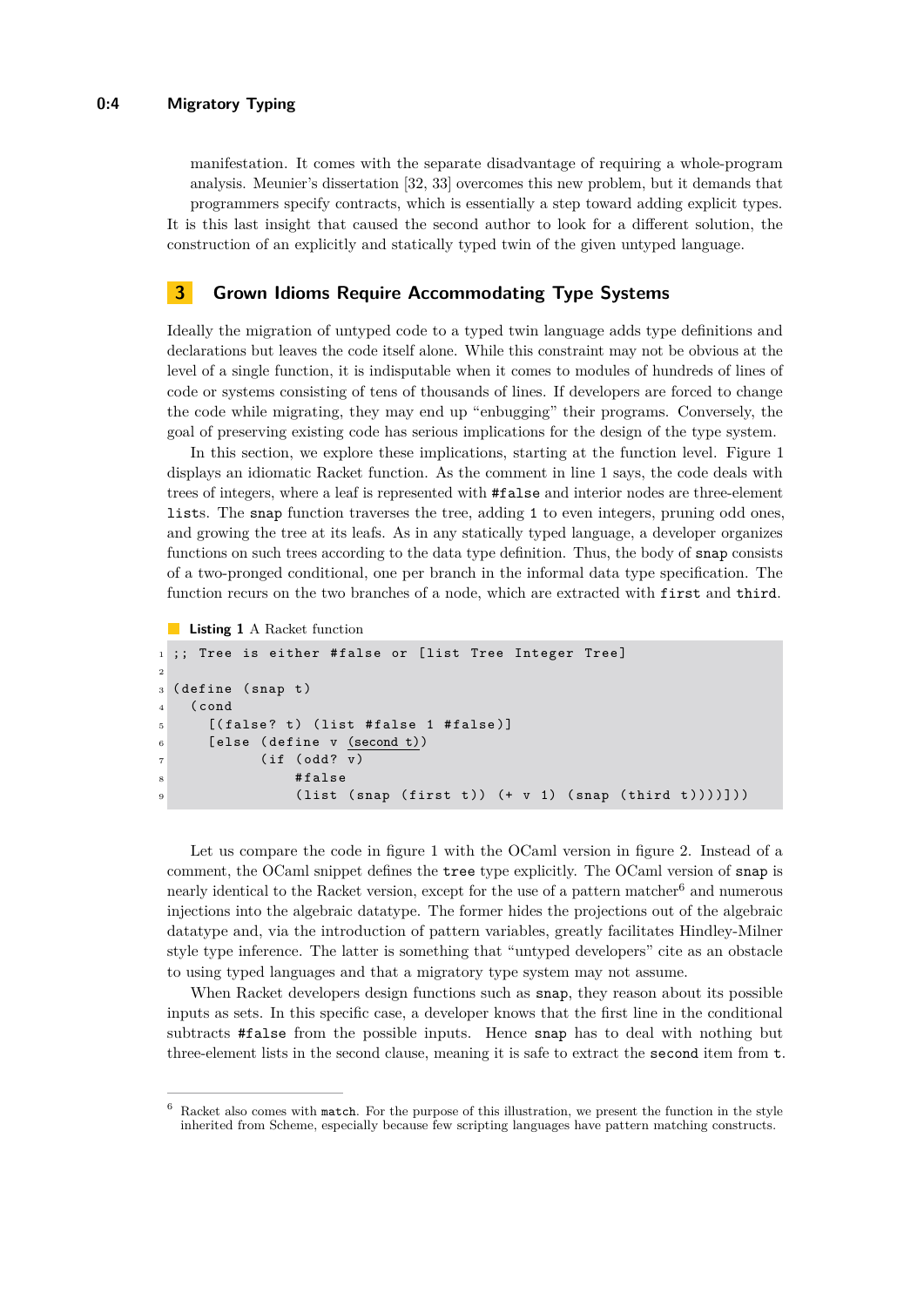manifestation. It comes with the separate disadvantage of requiring a whole-program analysis. Meunier's dissertation [32, 33] overcomes this new problem, but it demands that programmers specify contracts, which is essentially a step toward adding explicit types.

It is this last insight that caused the second author to look for a different solution, the construction of an explicitly and statically typed twin of the given untyped language.

## 3 Grown Idioms Require Accommodating Type Systems

Ideally the migration of untyped code to a typed twin language adds type definitions and declarations but leaves the code itself alone. While this constraint may not be obvious at the level of a single function, it is indisputable when it comes to modules of hundreds of lines of code or systems consisting of tens of thousands of lines. If developers are forced to change the code while migrating, they may end up "enbugging" their programs. Conversely, the goal of preserving existing code has serious implications for the design of the type system.

In this section, we explore these implications, starting at the function level. Figure 1 displays an idiomatic Racket function. As the comment in line 1 says, the code deals with trees of integers, where a leaf is represented with `#false` and interior nodes are three-element `list`s. The `snap` function traverses the tree, adding `1` to even integers, pruning odd ones, and growing the tree at its leafs. As in any statically typed language, a developer organizes functions on such trees according to the data type definition. Thus, the body of `snap` consists of a two-pronged conditional, one per branch in the informal data type specification. The function recurs on the two branches of a node, which are extracted with `first` and `third`.

**Listing 1** A Racket function

```
;; Tree is either #false or [list Tree Integer Tree]

(define (snap t)
  (cond
    [(false? t) (list #false 1 #false)]
    [else (define v (second t))
          (if (odd? v)
              #false
              (list (snap (first t)) (+ v 1) (snap (third t))))]))
```

Let us compare the code in figure 1 with the OCaml version in figure 2. Instead of a comment, the OCaml snippet defines the `tree` type explicitly. The OCaml version of `snap` is nearly identical to the Racket version, except for the use of a pattern matcher[6] and numerous injections into the algebraic datatype. The former hides the projections out of the algebraic datatype and, via the introduction of pattern variables, greatly facilitates Hindley-Milner style type inference. The latter is something that "untyped developers" cite as an obstacle to using typed languages and that a migratory type system may not assume.

When Racket developers design functions such as `snap`, they reason about its possible inputs as sets. In this specific case, a developer knows that the first line in the conditional subtracts `#false` from the possible inputs. Hence `snap` has to deal with nothing but three-element lists in the second clause, meaning it is safe to extract the `second` item from `t`.

---

[6] Racket also comes with `match`. For the purpose of this illustration, we present the function in the style inherited from Scheme, especially because few scripting languages have pattern matching constructs.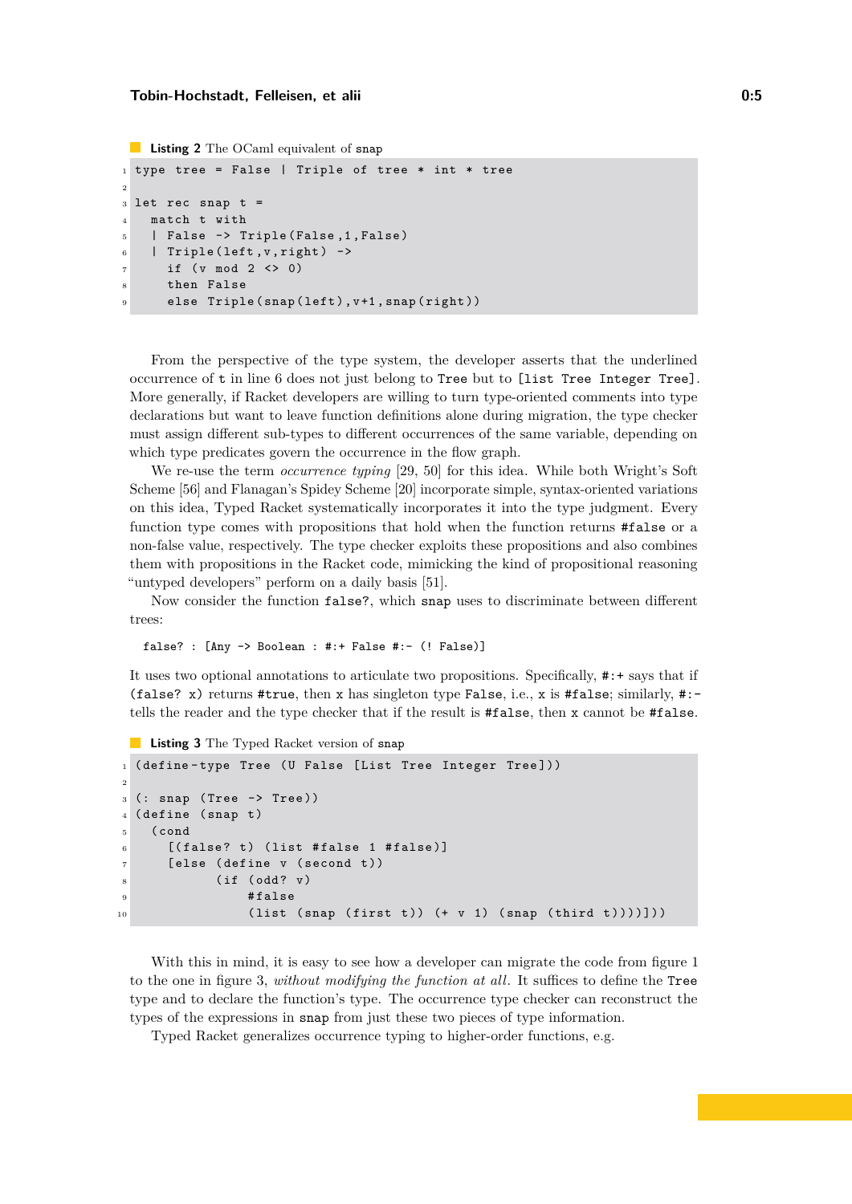**Listing 2** The OCaml equivalent of `snap`

```
type tree = False | Triple of tree * int * tree

let rec snap t =
  match t with
  | False -> Triple(False,1,False)
  | Triple(left,v,right) ->
    if (v mod 2 <> 0)
    then False
    else Triple(snap(left),v+1,snap(right))
```

From the perspective of the type system, the developer asserts that the underlined occurrence of `t` in line 6 does not just belong to `Tree` but to `[list Tree Integer Tree]`. More generally, if Racket developers are willing to turn type-oriented comments into type declarations but want to leave function definitions alone during migration, the type checker must assign different sub-types to different occurrences of the same variable, depending on which type predicates govern the occurrence in the flow graph.

We re-use the term *occurrence typing* [29, 50] for this idea. While both Wright's Soft Scheme [56] and Flanagan's Spidey Scheme [20] incorporate simple, syntax-oriented variations on this idea, Typed Racket systematically incorporates it into the type judgment. Every function type comes with propositions that hold when the function returns `#false` or a non-false value, respectively. The type checker exploits these propositions and also combines them with propositions in the Racket code, mimicking the kind of propositional reasoning "untyped developers" perform on a daily basis [51].

Now consider the function `false?`, which `snap` uses to discriminate between different trees:

```
false? : [Any -> Boolean : #:+ False #:- (! False)]
```

It uses two optional annotations to articulate two propositions. Specifically, `#:+` says that if `(false? x)` returns `#true`, then `x` has singleton type `False`, i.e., `x` is `#false`; similarly, `#:-` tells the reader and the type checker that if the result is `#false`, then `x` cannot be `#false`.

**Listing 3** The Typed Racket version of `snap`

```
(define-type Tree (U False [List Tree Integer Tree]))

(: snap (Tree -> Tree))
(define (snap t)
  (cond
    [(false? t) (list #false 1 #false)]
    [else (define v (second t))
          (if (odd? v)
              #false
              (list (snap (first t)) (+ v 1) (snap (third t))))]))
```

With this in mind, it is easy to see how a developer can migrate the code from figure 1 to the one in figure 3, *without modifying the function at all*. It suffices to define the `Tree` type and to declare the function's type. The occurrence type checker can reconstruct the types of the expressions in `snap` from just these two pieces of type information.

Typed Racket generalizes occurrence typing to higher-order functions, e.g.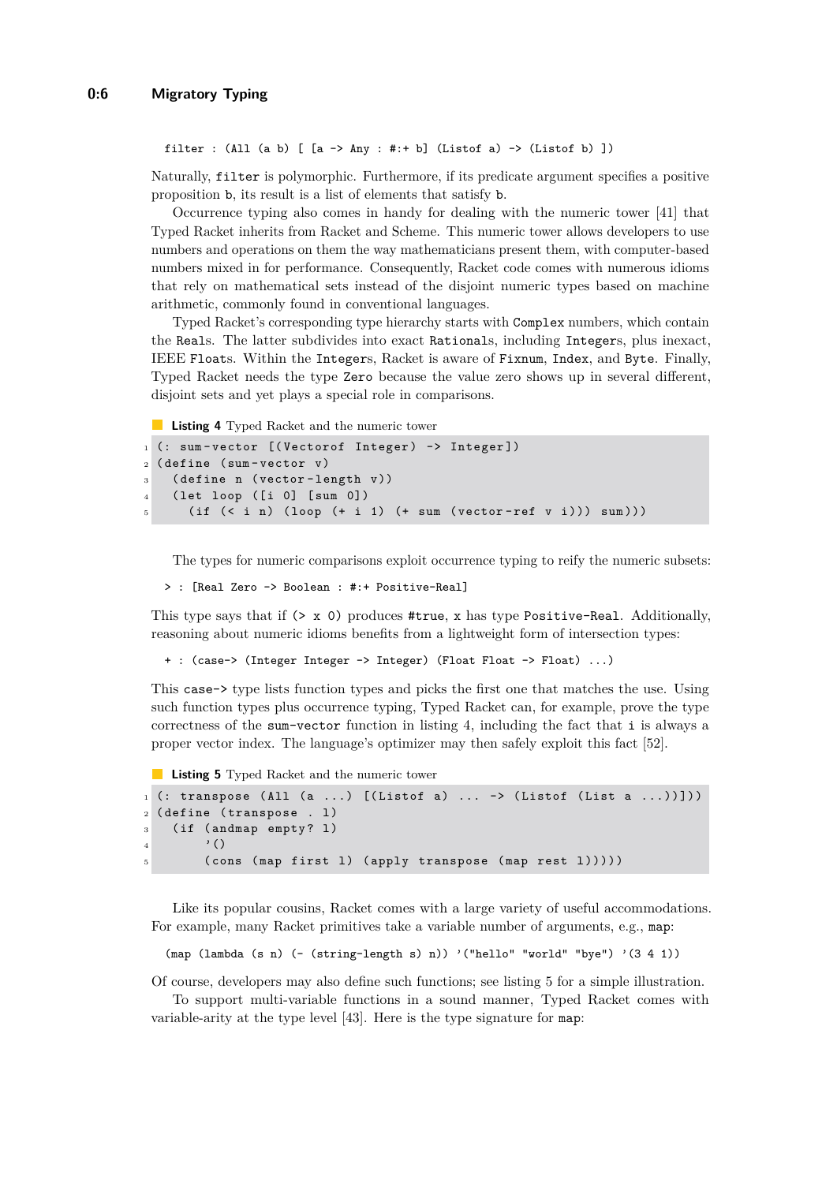```
filter : (All (a b) [ [a -> Any : #:+ b] (Listof a) -> (Listof b) ])
```

Naturally, `filter` is polymorphic. Furthermore, if its predicate argument specifies a positive proposition `b`, its result is a list of elements that satisfy `b`.

Occurrence typing also comes in handy for dealing with the numeric tower [41] that Typed Racket inherits from Racket and Scheme. This numeric tower allows developers to use numbers and operations on them the way mathematicians present them, with computer-based numbers mixed in for performance. Consequently, Racket code comes with numerous idioms that rely on mathematical sets instead of the disjoint numeric types based on machine arithmetic, commonly found in conventional languages.

Typed Racket's corresponding type hierarchy starts with `Complex` numbers, which contain the `Real`s. The latter subdivides into exact `Rational`s, including `Integer`s, plus inexact, IEEE `Float`s. Within the `Integer`s, Racket is aware of `Fixnum`, `Index`, and `Byte`. Finally, Typed Racket needs the type `Zero` because the value zero shows up in several different, disjoint sets and yet plays a special role in comparisons.

**Listing 4** Typed Racket and the numeric tower

```
1 (: sum-vector [(Vectorof Integer) -> Integer])
2 (define (sum-vector v)
3   (define n (vector-length v))
4   (let loop ([i 0] [sum 0])
5     (if (< i n) (loop (+ i 1) (+ sum (vector-ref v i))) sum)))
```

The types for numeric comparisons exploit occurrence typing to reify the numeric subsets:

```
> : [Real Zero -> Boolean : #:+ Positive-Real]
```

This type says that if `(> x 0)` produces `#true`, `x` has type `Positive-Real`. Additionally, reasoning about numeric idioms benefits from a lightweight form of intersection types:

```
+ : (case-> (Integer Integer -> Integer) (Float Float -> Float) ...)
```

This `case->` type lists function types and picks the first one that matches the use. Using such function types plus occurrence typing, Typed Racket can, for example, prove the type correctness of the `sum-vector` function in listing 4, including the fact that `i` is always a proper vector index. The language's optimizer may then safely exploit this fact [52].

**Listing 5** Typed Racket and the numeric tower

```
1 (: transpose (All (a ...) [(Listof a) ... -> (Listof (List a ...))]))
2 (define (transpose . l)
3   (if (andmap empty? l)
4       '()
5       (cons (map first l) (apply transpose (map rest l)))))
```

Like its popular cousins, Racket comes with a large variety of useful accommodations. For example, many Racket primitives take a variable number of arguments, e.g., `map`:

```
(map (lambda (s n) (- (string-length s) n)) '("hello" "world" "bye") '(3 4 1))
```

Of course, developers may also define such functions; see listing 5 for a simple illustration.

To support multi-variable functions in a sound manner, Typed Racket comes with variable-arity at the type level [43]. Here is the type signature for `map`: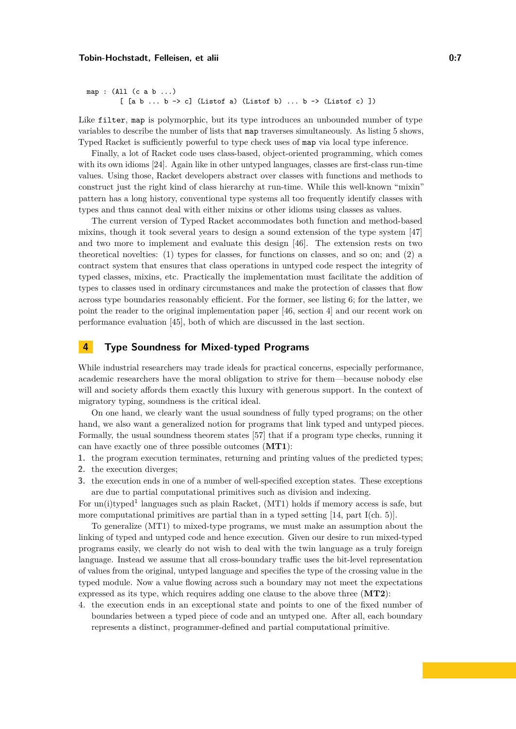```
map : (All (c a b ...)
        [ [a b ... b -> c] (Listof a) (Listof b) ... b -> (Listof c) ])
```

Like `filter`, `map` is polymorphic, but its type introduces an unbounded number of type variables to describe the number of lists that `map` traverses simultaneously. As listing 5 shows, Typed Racket is sufficiently powerful to type check uses of `map` via local type inference.

Finally, a lot of Racket code uses class-based, object-oriented programming, which comes with its own idioms [24]. Again like in other untyped languages, classes are first-class run-time values. Using those, Racket developers abstract over classes with functions and methods to construct just the right kind of class hierarchy at run-time. While this well-known "mixin" pattern has a long history, conventional type systems all too frequently identify classes with types and thus cannot deal with either mixins or other idioms using classes as values.

The current version of Typed Racket accommodates both function and method-based mixins, though it took several years to design a sound extension of the type system [47] and two more to implement and evaluate this design [46]. The extension rests on two theoretical novelties: (1) types for classes, for functions on classes, and so on; and (2) a contract system that ensures that class operations in untyped code respect the integrity of typed classes, mixins, etc. Practically the implementation must facilitate the addition of types to classes used in ordinary circumstances and make the protection of classes that flow across type boundaries reasonably efficient. For the former, see listing 6; for the latter, we point the reader to the original implementation paper [46, section 4] and our recent work on performance evaluation [45], both of which are discussed in the last section.

## 4 Type Soundness for Mixed-typed Programs

While industrial researchers may trade ideals for practical concerns, especially performance, academic researchers have the moral obligation to strive for them—because nobody else will and society affords them exactly this luxury with generous support. In the context of migratory typing, soundness is the critical ideal.

On one hand, we clearly want the usual soundness of fully typed programs; on the other hand, we also want a generalized notion for programs that link typed and untyped pieces. Formally, the usual soundness theorem states [57] that if a program type checks, running it can have exactly one of three possible outcomes (**MT1**):

1. the program execution terminates, returning and printing values of the predicted types;
2. the execution diverges;
3. the execution ends in one of a number of well-specified exception states. These exceptions are due to partial computational primitives such as division and indexing.

For un(i)typed[1] languages such as plain Racket, (MT1) holds if memory access is safe, but more computational primitives are partial than in a typed setting [14, part I(ch. 5)].

To generalize (MT1) to mixed-type programs, we must make an assumption about the linking of typed and untyped code and hence execution. Given our desire to run mixed-typed programs easily, we clearly do not wish to deal with the twin language as a truly foreign language. Instead we assume that all cross-boundary traffic uses the bit-level representation of values from the original, untyped language and specifies the type of the crossing value in the typed module. Now a value flowing across such a boundary may not meet the expectations expressed as its type, which requires adding one clause to the above three (**MT2**):

4. the execution ends in an exceptional state and points to one of the fixed number of boundaries between a typed piece of code and an untyped one. After all, each boundary represents a distinct, programmer-defined and partial computational primitive.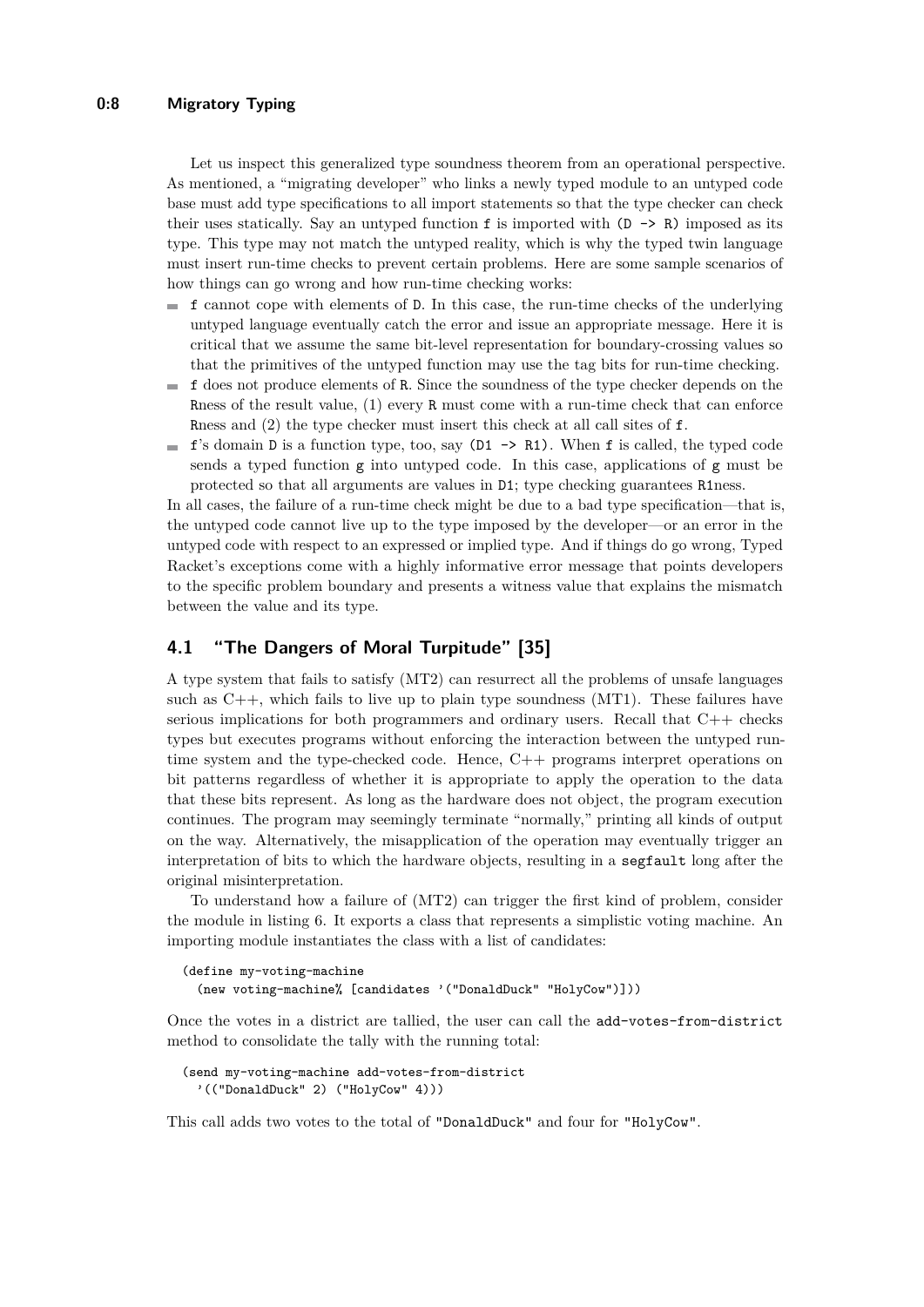Let us inspect this generalized type soundness theorem from an operational perspective. As mentioned, a "migrating developer" who links a newly typed module to an untyped code base must add type specifications to all import statements so that the type checker can check their uses statically. Say an untyped function `f` is imported with `(D -> R)` imposed as its type. This type may not match the untyped reality, which is why the typed twin language must insert run-time checks to prevent certain problems. Here are some sample scenarios of how things can go wrong and how run-time checking works:

- `f` cannot cope with elements of `D`. In this case, the run-time checks of the underlying untyped language eventually catch the error and issue an appropriate message. Here it is critical that we assume the same bit-level representation for boundary-crossing values so that the primitives of the untyped function may use the tag bits for run-time checking.
- `f` does not produce elements of `R`. Since the soundness of the type checker depends on the `R`ness of the result value, (1) every `R` must come with a run-time check that can enforce `R`ness and (2) the type checker must insert this check at all call sites of `f`.
- `f`'s domain `D` is a function type, too, say `(D1 -> R1)`. When `f` is called, the typed code sends a typed function `g` into untyped code. In this case, applications of `g` must be protected so that all arguments are values in `D1`; type checking guarantees `R1`ness.

In all cases, the failure of a run-time check might be due to a bad type specification—that is, the untyped code cannot live up to the type imposed by the developer—or an error in the untyped code with respect to an expressed or implied type. And if things do go wrong, Typed Racket's exceptions come with a highly informative error message that points developers to the specific problem boundary and presents a witness value that explains the mismatch between the value and its type.

## 4.1 "The Dangers of Moral Turpitude" [35]

A type system that fails to satisfy (MT2) can resurrect all the problems of unsafe languages such as C++, which fails to live up to plain type soundness (MT1). These failures have serious implications for both programmers and ordinary users. Recall that C++ checks types but executes programs without enforcing the interaction between the untyped run-time system and the type-checked code. Hence, C++ programs interpret operations on bit patterns regardless of whether it is appropriate to apply the operation to the data that these bits represent. As long as the hardware does not object, the program execution continues. The program may seemingly terminate "normally," printing all kinds of output on the way. Alternatively, the misapplication of the operation may eventually trigger an interpretation of bits to which the hardware objects, resulting in a `segfault` long after the original misinterpretation.

To understand how a failure of (MT2) can trigger the first kind of problem, consider the module in listing 6. It exports a class that represents a simplistic voting machine. An importing module instantiates the class with a list of candidates:

```
(define my-voting-machine
  (new voting-machine% [candidates '("DonaldDuck" "HolyCow")]))
```

Once the votes in a district are tallied, the user can call the `add-votes-from-district` method to consolidate the tally with the running total:

```
(send my-voting-machine add-votes-from-district
  '(("DonaldDuck" 2) ("HolyCow" 4)))
```

This call adds two votes to the total of `"DonaldDuck"` and four for `"HolyCow"`.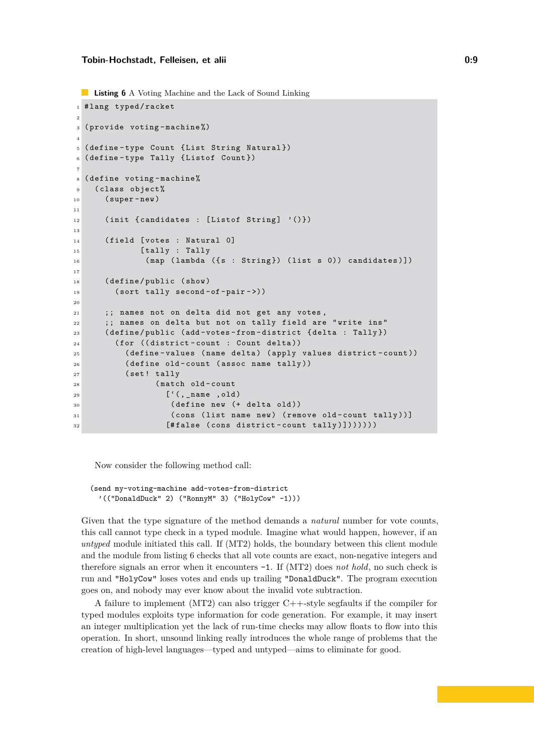**Listing 6** A Voting Machine and the Lack of Sound Linking

```
#lang typed/racket

(provide voting-machine%)

(define-type Count {List String Natural})
(define-type Tally {Listof Count})

(define voting-machine%
  (class object%
    (super-new)

    (init {candidates : [Listof String] '()})

    (field [votes : Natural 0]
           [tally : Tally
            (map (lambda ({s : String}) (list s 0)) candidates)])

    (define/public (show)
      (sort tally second-of-pair->))

    ;; names not on delta did not get any votes,
    ;; names on delta but not on tally field are "write ins"
    (define/public (add-votes-from-district {delta : Tally})
      (for ((district-count : Count delta))
        (define-values (name delta) (apply values district-count))
        (define old-count (assoc name tally))
        (set! tally
              (match old-count
                [`(,_name ,old)
                 (define new (+ delta old))
                 (cons (list name new) (remove old-count tally))]
                [#false (cons district-count tally)]))))))
```

Now consider the following method call:

```
(send my-voting-machine add-votes-from-district
  '(("DonaldDuck" 2) ("RonnyM" 3) ("HolyCow" -1)))
```

Given that the type signature of the method demands a *natural* number for vote counts, this call cannot type check in a typed module. Imagine what would happen, however, if an *untyped* module initiated this call. If (MT2) holds, the boundary between this client module and the module from listing 6 checks that all vote counts are exact, non-negative integers and therefore signals an error when it encounters `-1`. If (MT2) does *not hold*, no such check is run and `"HolyCow"` loses votes and ends up trailing `"DonaldDuck"`. The program execution goes on, and nobody may ever know about the invalid vote subtraction.

A failure to implement (MT2) can also trigger C++-style segfaults if the compiler for typed modules exploits type information for code generation. For example, it may insert an integer multiplication yet the lack of run-time checks may allow floats to flow into this operation. In short, unsound linking really introduces the whole range of problems that the creation of high-level languages—typed and untyped—aims to eliminate for good.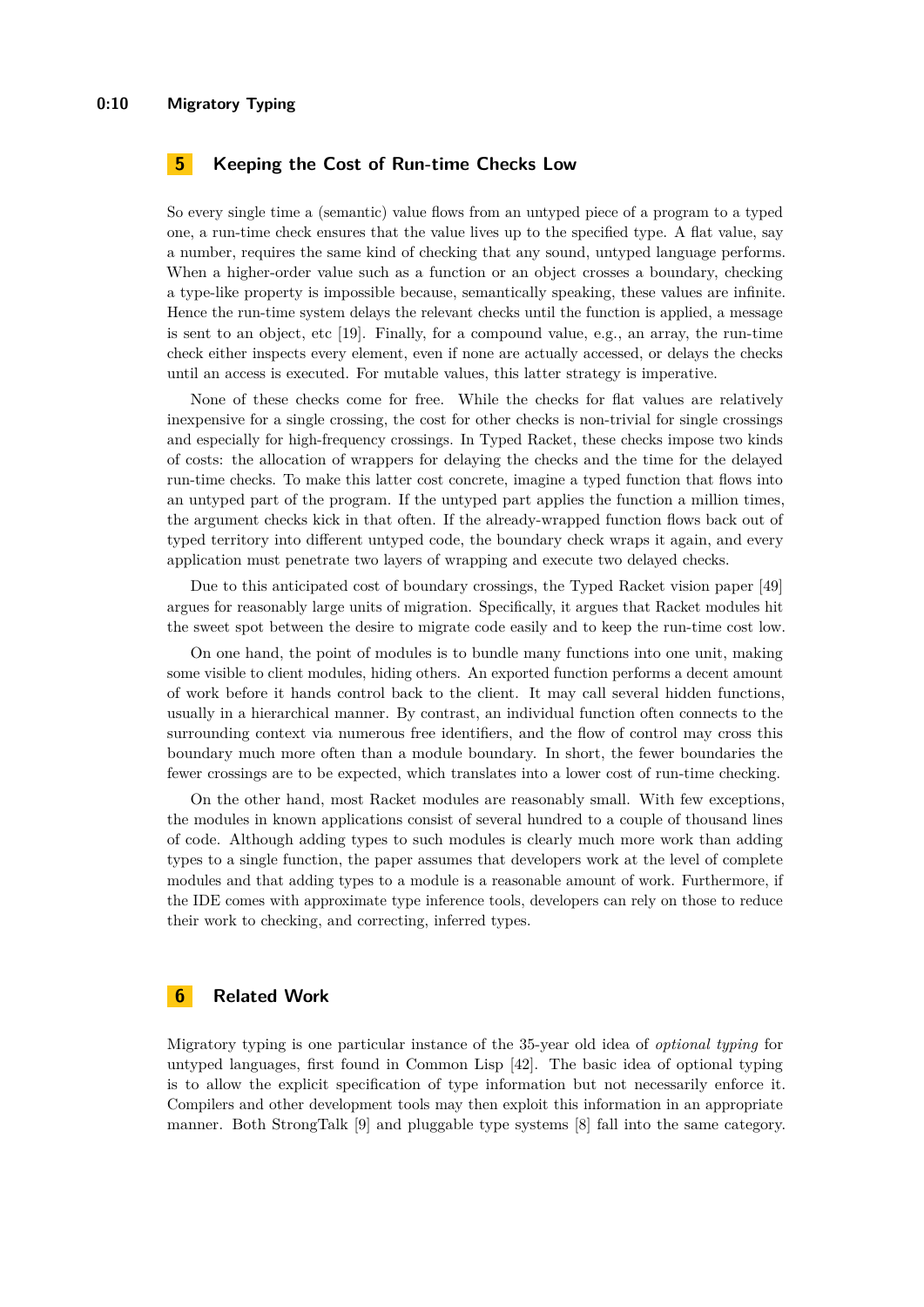## 5 Keeping the Cost of Run-time Checks Low

So every single time a (semantic) value flows from an untyped piece of a program to a typed one, a run-time check ensures that the value lives up to the specified type. A flat value, say a number, requires the same kind of checking that any sound, untyped language performs. When a higher-order value such as a function or an object crosses a boundary, checking a type-like property is impossible because, semantically speaking, these values are infinite. Hence the run-time system delays the relevant checks until the function is applied, a message is sent to an object, etc [19]. Finally, for a compound value, e.g., an array, the run-time check either inspects every element, even if none are actually accessed, or delays the checks until an access is executed. For mutable values, this latter strategy is imperative.

None of these checks come for free. While the checks for flat values are relatively inexpensive for a single crossing, the cost for other checks is non-trivial for single crossings and especially for high-frequency crossings. In Typed Racket, these checks impose two kinds of costs: the allocation of wrappers for delaying the checks and the time for the delayed run-time checks. To make this latter cost concrete, imagine a typed function that flows into an untyped part of the program. If the untyped part applies the function a million times, the argument checks kick in that often. If the already-wrapped function flows back out of typed territory into different untyped code, the boundary check wraps it again, and every application must penetrate two layers of wrapping and execute two delayed checks.

Due to this anticipated cost of boundary crossings, the Typed Racket vision paper [49] argues for reasonably large units of migration. Specifically, it argues that Racket modules hit the sweet spot between the desire to migrate code easily and to keep the run-time cost low.

On one hand, the point of modules is to bundle many functions into one unit, making some visible to client modules, hiding others. An exported function performs a decent amount of work before it hands control back to the client. It may call several hidden functions, usually in a hierarchical manner. By contrast, an individual function often connects to the surrounding context via numerous free identifiers, and the flow of control may cross this boundary much more often than a module boundary. In short, the fewer boundaries the fewer crossings are to be expected, which translates into a lower cost of run-time checking.

On the other hand, most Racket modules are reasonably small. With few exceptions, the modules in known applications consist of several hundred to a couple of thousand lines of code. Although adding types to such modules is clearly much more work than adding types to a single function, the paper assumes that developers work at the level of complete modules and that adding types to a module is a reasonable amount of work. Furthermore, if the IDE comes with approximate type inference tools, developers can rely on those to reduce their work to checking, and correcting, inferred types.

## 6 Related Work

Migratory typing is one particular instance of the 35-year old idea of *optional typing* for untyped languages, first found in Common Lisp [42]. The basic idea of optional typing is to allow the explicit specification of type information but not necessarily enforce it. Compilers and other development tools may then exploit this information in an appropriate manner. Both StrongTalk [9] and pluggable type systems [8] fall into the same category.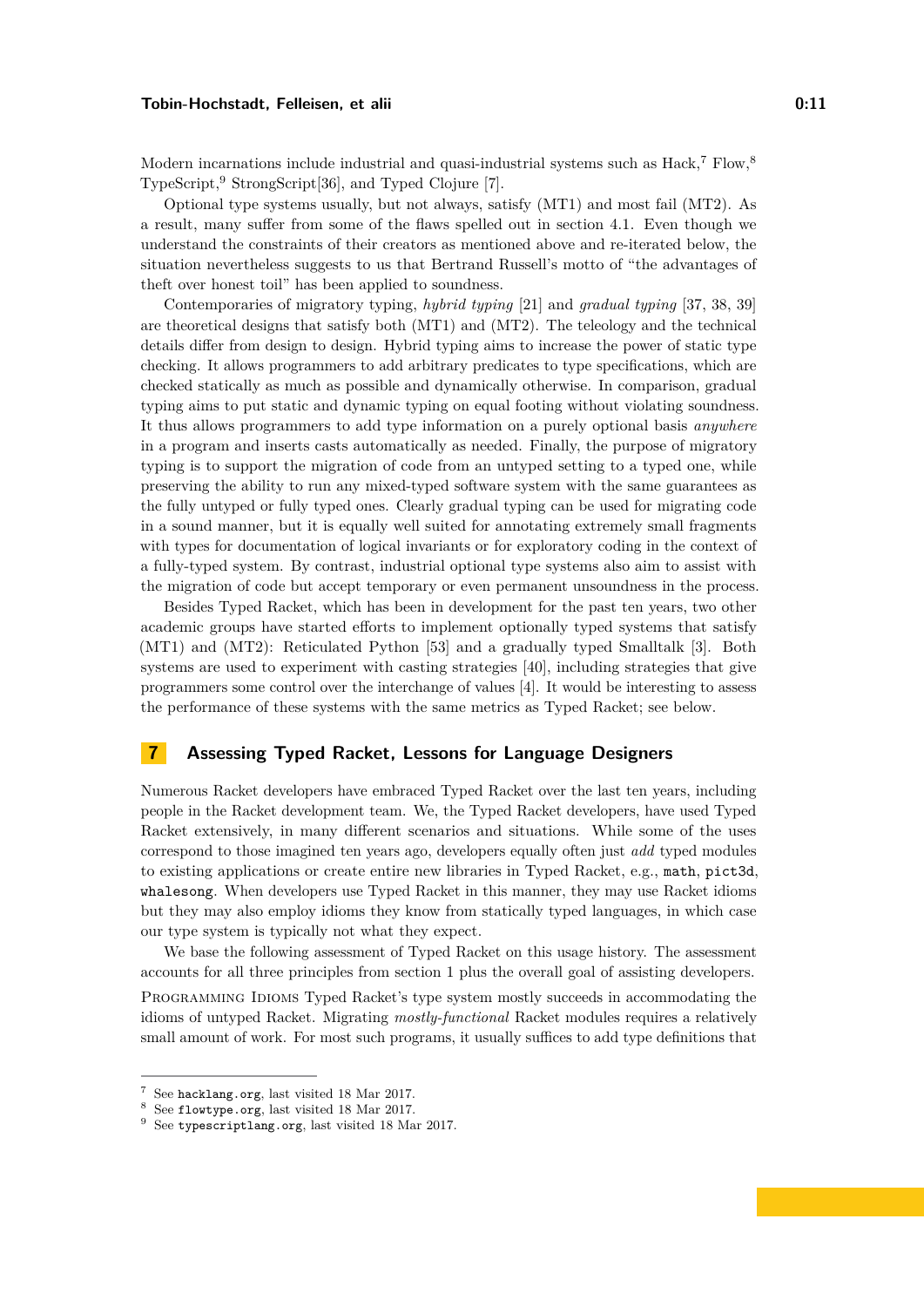Modern incarnations include industrial and quasi-industrial systems such as Hack,[7] Flow,[8] TypeScript,[9] StrongScript[36], and Typed Clojure [7].

Optional type systems usually, but not always, satisfy (MT1) and most fail (MT2). As a result, many suffer from some of the flaws spelled out in section 4.1. Even though we understand the constraints of their creators as mentioned above and re-iterated below, the situation nevertheless suggests to us that Bertrand Russell's motto of "the advantages of theft over honest toil" has been applied to soundness.

Contemporaries of migratory typing, *hybrid typing* [21] and *gradual typing* [37, 38, 39] are theoretical designs that satisfy both (MT1) and (MT2). The teleology and the technical details differ from design to design. Hybrid typing aims to increase the power of static type checking. It allows programmers to add arbitrary predicates to type specifications, which are checked statically as much as possible and dynamically otherwise. In comparison, gradual typing aims to put static and dynamic typing on equal footing without violating soundness. It thus allows programmers to add type information on a purely optional basis *anywhere* in a program and inserts casts automatically as needed. Finally, the purpose of migratory typing is to support the migration of code from an untyped setting to a typed one, while preserving the ability to run any mixed-typed software system with the same guarantees as the fully untyped or fully typed ones. Clearly gradual typing can be used for migrating code in a sound manner, but it is equally well suited for annotating extremely small fragments with types for documentation of logical invariants or for exploratory coding in the context of a fully-typed system. By contrast, industrial optional type systems also aim to assist with the migration of code but accept temporary or even permanent unsoundness in the process.

Besides Typed Racket, which has been in development for the past ten years, two other academic groups have started efforts to implement optionally typed systems that satisfy (MT1) and (MT2): Reticulated Python [53] and a gradually typed Smalltalk [3]. Both systems are used to experiment with casting strategies [40], including strategies that give programmers some control over the interchange of values [4]. It would be interesting to assess the performance of these systems with the same metrics as Typed Racket; see below.

## 7 Assessing Typed Racket, Lessons for Language Designers

Numerous Racket developers have embraced Typed Racket over the last ten years, including people in the Racket development team. We, the Typed Racket developers, have used Typed Racket extensively, in many different scenarios and situations. While some of the uses correspond to those imagined ten years ago, developers equally often just *add* typed modules to existing applications or create entire new libraries in Typed Racket, e.g., `math`, `pict3d`, `whalesong`. When developers use Typed Racket in this manner, they may use Racket idioms but they may also employ idioms they know from statically typed languages, in which case our type system is typically not what they expect.

We base the following assessment of Typed Racket on this usage history. The assessment accounts for all three principles from section 1 plus the overall goal of assisting developers.

Programming Idioms Typed Racket's type system mostly succeeds in accommodating the idioms of untyped Racket. Migrating *mostly-functional* Racket modules requires a relatively small amount of work. For most such programs, it usually suffices to add type definitions that

[7] See `hacklang.org`, last visited 18 Mar 2017.
[8] See `flowtype.org`, last visited 18 Mar 2017.
[9] See `typescriptlang.org`, last visited 18 Mar 2017.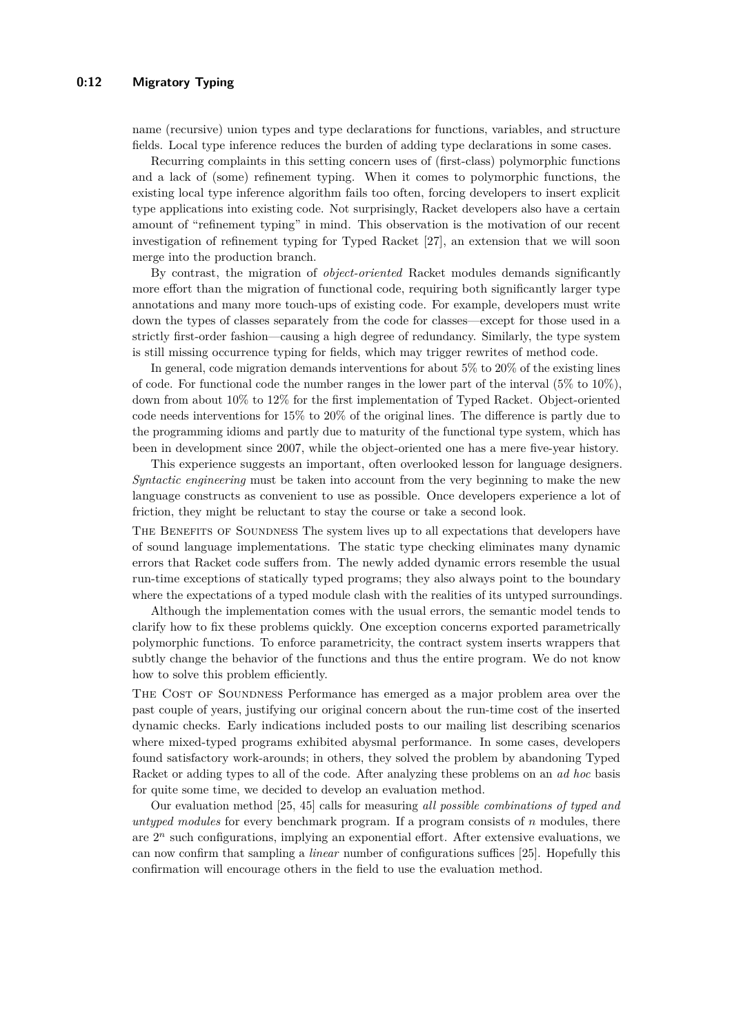name (recursive) union types and type declarations for functions, variables, and structure fields. Local type inference reduces the burden of adding type declarations in some cases.

Recurring complaints in this setting concern uses of (first-class) polymorphic functions and a lack of (some) refinement typing. When it comes to polymorphic functions, the existing local type inference algorithm fails too often, forcing developers to insert explicit type applications into existing code. Not surprisingly, Racket developers also have a certain amount of "refinement typing" in mind. This observation is the motivation of our recent investigation of refinement typing for Typed Racket [27], an extension that we will soon merge into the production branch.

By contrast, the migration of *object-oriented* Racket modules demands significantly more effort than the migration of functional code, requiring both significantly larger type annotations and many more touch-ups of existing code. For example, developers must write down the types of classes separately from the code for classes—except for those used in a strictly first-order fashion—causing a high degree of redundancy. Similarly, the type system is still missing occurrence typing for fields, which may trigger rewrites of method code.

In general, code migration demands interventions for about 5% to 20% of the existing lines of code. For functional code the number ranges in the lower part of the interval (5% to 10%), down from about 10% to 12% for the first implementation of Typed Racket. Object-oriented code needs interventions for 15% to 20% of the original lines. The difference is partly due to the programming idioms and partly due to maturity of the functional type system, which has been in development since 2007, while the object-oriented one has a mere five-year history.

This experience suggests an important, often overlooked lesson for language designers. *Syntactic engineering* must be taken into account from the very beginning to make the new language constructs as convenient to use as possible. Once developers experience a lot of friction, they might be reluctant to stay the course or take a second look.

The Benefits of Soundness The system lives up to all expectations that developers have of sound language implementations. The static type checking eliminates many dynamic errors that Racket code suffers from. The newly added dynamic errors resemble the usual run-time exceptions of statically typed programs; they also always point to the boundary where the expectations of a typed module clash with the realities of its untyped surroundings.

Although the implementation comes with the usual errors, the semantic model tends to clarify how to fix these problems quickly. One exception concerns exported parametrically polymorphic functions. To enforce parametricity, the contract system inserts wrappers that subtly change the behavior of the functions and thus the entire program. We do not know how to solve this problem efficiently.

The Cost of Soundness Performance has emerged as a major problem area over the past couple of years, justifying our original concern about the run-time cost of the inserted dynamic checks. Early indications included posts to our mailing list describing scenarios where mixed-typed programs exhibited abysmal performance. In some cases, developers found satisfactory work-arounds; in others, they solved the problem by abandoning Typed Racket or adding types to all of the code. After analyzing these problems on an *ad hoc* basis for quite some time, we decided to develop an evaluation method.

Our evaluation method [25, 45] calls for measuring *all possible combinations of typed and untyped modules* for every benchmark program. If a program consists of $n$ modules, there are $2^n$ such configurations, implying an exponential effort. After extensive evaluations, we can now confirm that sampling a *linear* number of configurations suffices [25]. Hopefully this confirmation will encourage others in the field to use the evaluation method.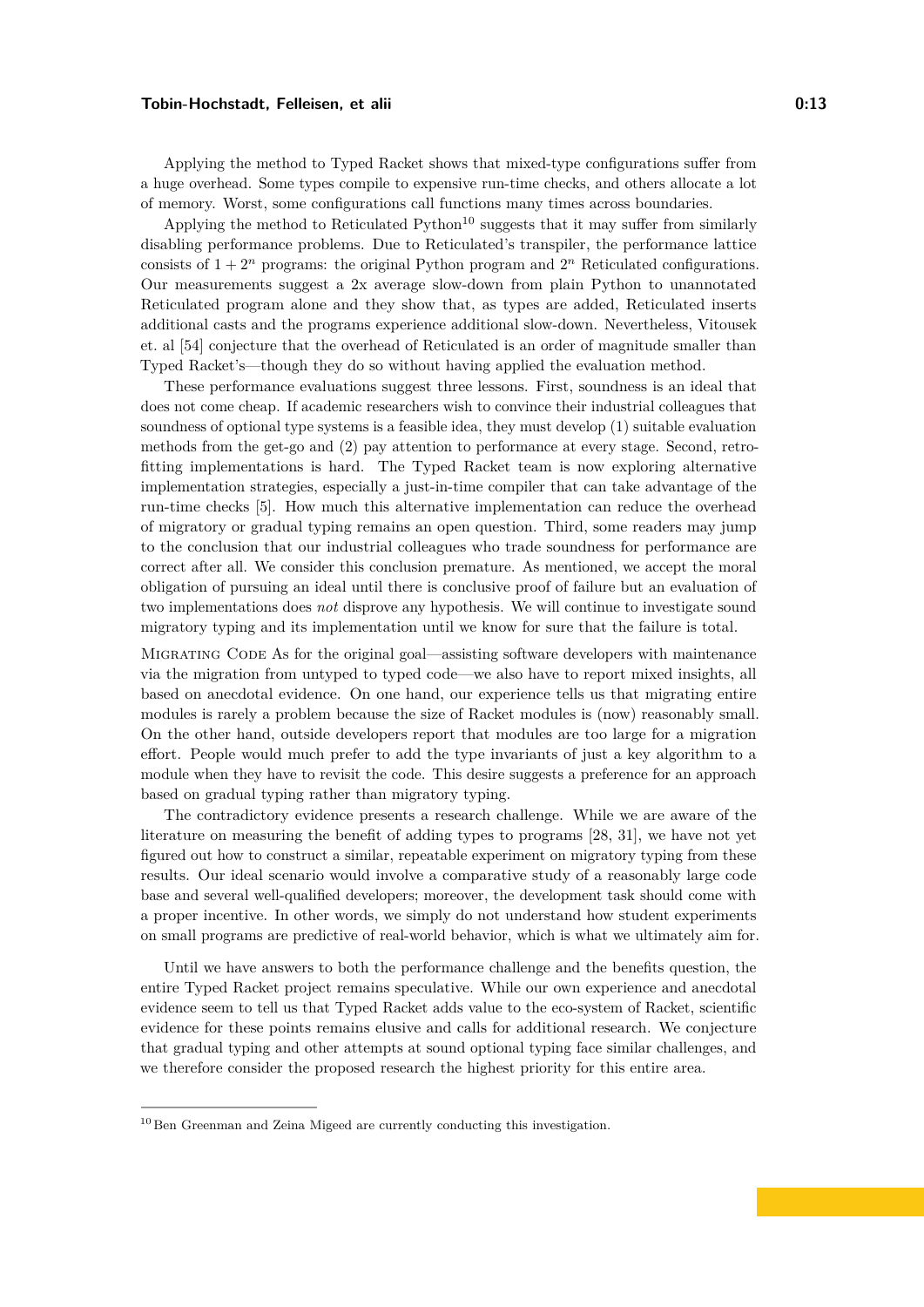Applying the method to Typed Racket shows that mixed-type configurations suffer from a huge overhead. Some types compile to expensive run-time checks, and others allocate a lot of memory. Worst, some configurations call functions many times across boundaries.

Applying the method to Reticulated Python[10] suggests that it may suffer from similarly disabling performance problems. Due to Reticulated's transpiler, the performance lattice consists of $1 + 2^n$ programs: the original Python program and $2^n$ Reticulated configurations. Our measurements suggest a 2x average slow-down from plain Python to unannotated Reticulated program alone and they show that, as types are added, Reticulated inserts additional casts and the programs experience additional slow-down. Nevertheless, Vitousek et. al [54] conjecture that the overhead of Reticulated is an order of magnitude smaller than Typed Racket's—though they do so without having applied the evaluation method.

These performance evaluations suggest three lessons. First, soundness is an ideal that does not come cheap. If academic researchers wish to convince their industrial colleagues that soundness of optional type systems is a feasible idea, they must develop (1) suitable evaluation methods from the get-go and (2) pay attention to performance at every stage. Second, retro-fitting implementations is hard. The Typed Racket team is now exploring alternative implementation strategies, especially a just-in-time compiler that can take advantage of the run-time checks [5]. How much this alternative implementation can reduce the overhead of migratory or gradual typing remains an open question. Third, some readers may jump to the conclusion that our industrial colleagues who trade soundness for performance are correct after all. We consider this conclusion premature. As mentioned, we accept the moral obligation of pursuing an ideal until there is conclusive proof of failure but an evaluation of two implementations does *not* disprove any hypothesis. We will continue to investigate sound migratory typing and its implementation until we know for sure that the failure is total.

Migrating Code As for the original goal—assisting software developers with maintenance via the migration from untyped to typed code—we also have to report mixed insights, all based on anecdotal evidence. On one hand, our experience tells us that migrating entire modules is rarely a problem because the size of Racket modules is (now) reasonably small. On the other hand, outside developers report that modules are too large for a migration effort. People would much prefer to add the type invariants of just a key algorithm to a module when they have to revisit the code. This desire suggests a preference for an approach based on gradual typing rather than migratory typing.

The contradictory evidence presents a research challenge. While we are aware of the literature on measuring the benefit of adding types to programs [28, 31], we have not yet figured out how to construct a similar, repeatable experiment on migratory typing from these results. Our ideal scenario would involve a comparative study of a reasonably large code base and several well-qualified developers; moreover, the development task should come with a proper incentive. In other words, we simply do not understand how student experiments on small programs are predictive of real-world behavior, which is what we ultimately aim for.

Until we have answers to both the performance challenge and the benefits question, the entire Typed Racket project remains speculative. While our own experience and anecdotal evidence seem to tell us that Typed Racket adds value to the eco-system of Racket, scientific evidence for these points remains elusive and calls for additional research. We conjecture that gradual typing and other attempts at sound optional typing face similar challenges, and we therefore consider the proposed research the highest priority for this entire area.

[10] Ben Greenman and Zeina Migeed are currently conducting this investigation.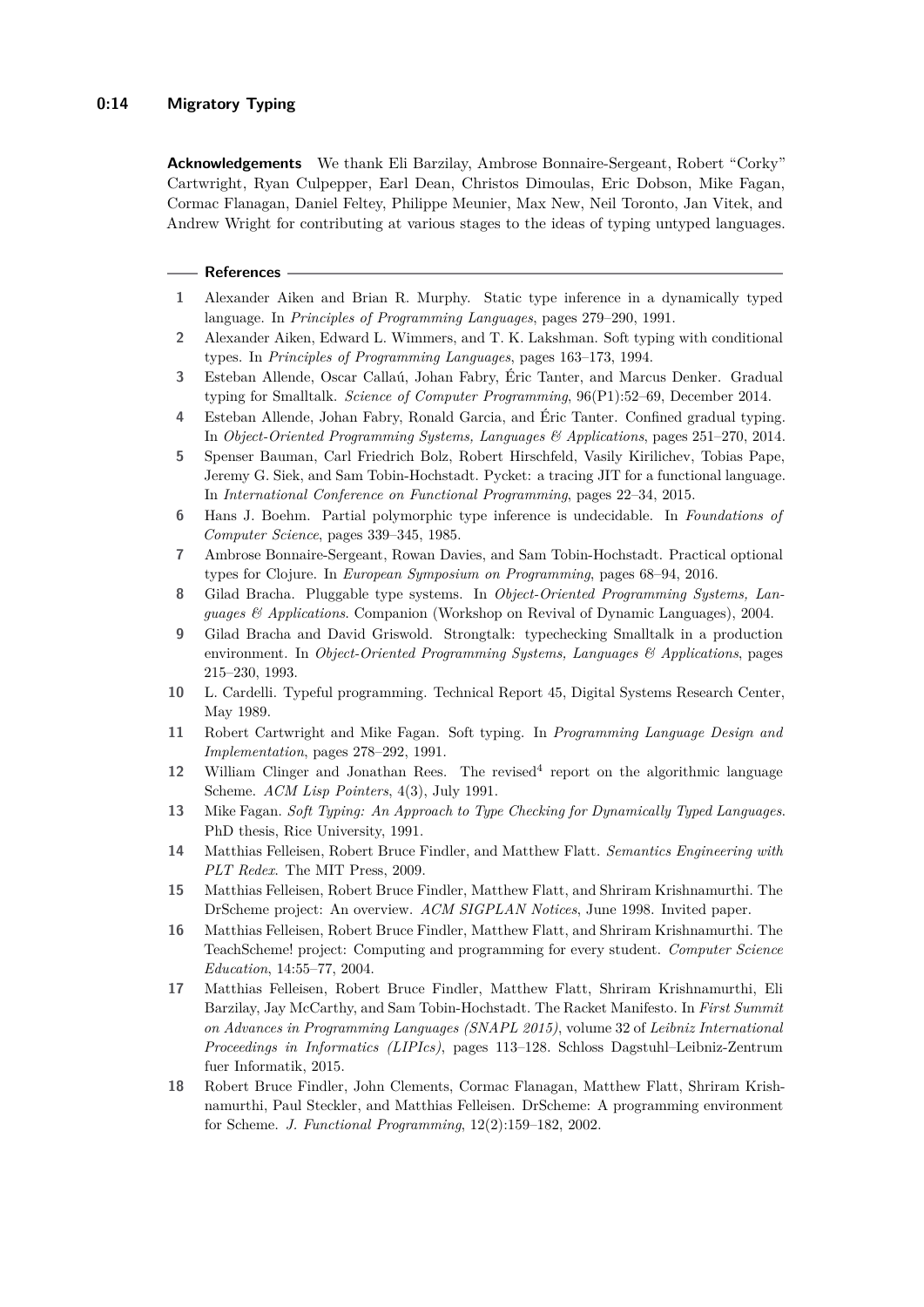**Acknowledgements** We thank Eli Barzilay, Ambrose Bonnaire-Sergeant, Robert “Corky” Cartwright, Ryan Culpepper, Earl Dean, Christos Dimoulas, Eric Dobson, Mike Fagan, Cormac Flanagan, Daniel Feltey, Philippe Meunier, Max New, Neil Toronto, Jan Vitek, and Andrew Wright for contributing at various stages to the ideas of typing untyped languages.

## References

1. Alexander Aiken and Brian R. Murphy. Static type inference in a dynamically typed language. In *Principles of Programming Languages*, pages 279–290, 1991.
2. Alexander Aiken, Edward L. Wimmers, and T. K. Lakshman. Soft typing with conditional types. In *Principles of Programming Languages*, pages 163–173, 1994.
3. Esteban Allende, Oscar Callaú, Johan Fabry, Éric Tanter, and Marcus Denker. Gradual typing for Smalltalk. *Science of Computer Programming*, 96(P1):52–69, December 2014.
4. Esteban Allende, Johan Fabry, Ronald Garcia, and Éric Tanter. Confined gradual typing. In *Object-Oriented Programming Systems, Languages & Applications*, pages 251–270, 2014.
5. Spenser Bauman, Carl Friedrich Bolz, Robert Hirschfeld, Vasily Kirilichev, Tobias Pape, Jeremy G. Siek, and Sam Tobin-Hochstadt. Pycket: a tracing JIT for a functional language. In *International Conference on Functional Programming*, pages 22–34, 2015.
6. Hans J. Boehm. Partial polymorphic type inference is undecidable. In *Foundations of Computer Science*, pages 339–345, 1985.
7. Ambrose Bonnaire-Sergeant, Rowan Davies, and Sam Tobin-Hochstadt. Practical optional types for Clojure. In *European Symposium on Programming*, pages 68–94, 2016.
8. Gilad Bracha. Pluggable type systems. In *Object-Oriented Programming Systems, Languages & Applications*. Companion (Workshop on Revival of Dynamic Languages), 2004.
9. Gilad Bracha and David Griswold. Strongtalk: typechecking Smalltalk in a production environment. In *Object-Oriented Programming Systems, Languages & Applications*, pages 215–230, 1993.
10. L. Cardelli. Typeful programming. Technical Report 45, Digital Systems Research Center, May 1989.
11. Robert Cartwright and Mike Fagan. Soft typing. In *Programming Language Design and Implementation*, pages 278–292, 1991.
12. William Clinger and Jonathan Rees. The revised$^4$ report on the algorithmic language Scheme. *ACM Lisp Pointers*, 4(3), July 1991.
13. Mike Fagan. *Soft Typing: An Approach to Type Checking for Dynamically Typed Languages*. PhD thesis, Rice University, 1991.
14. Matthias Felleisen, Robert Bruce Findler, and Matthew Flatt. *Semantics Engineering with PLT Redex*. The MIT Press, 2009.
15. Matthias Felleisen, Robert Bruce Findler, Matthew Flatt, and Shriram Krishnamurthi. The DrScheme project: An overview. *ACM SIGPLAN Notices*, June 1998. Invited paper.
16. Matthias Felleisen, Robert Bruce Findler, Matthew Flatt, and Shriram Krishnamurthi. The TeachScheme! project: Computing and programming for every student. *Computer Science Education*, 14:55–77, 2004.
17. Matthias Felleisen, Robert Bruce Findler, Matthew Flatt, Shriram Krishnamurthi, Eli Barzilay, Jay McCarthy, and Sam Tobin-Hochstadt. The Racket Manifesto. In *First Summit on Advances in Programming Languages (SNAPL 2015)*, volume 32 of *Leibniz International Proceedings in Informatics (LIPIcs)*, pages 113–128. Schloss Dagstuhl–Leibniz-Zentrum fuer Informatik, 2015.
18. Robert Bruce Findler, John Clements, Cormac Flanagan, Matthew Flatt, Shriram Krishnamurthi, Paul Steckler, and Matthias Felleisen. DrScheme: A programming environment for Scheme. *J. Functional Programming*, 12(2):159–182, 2002.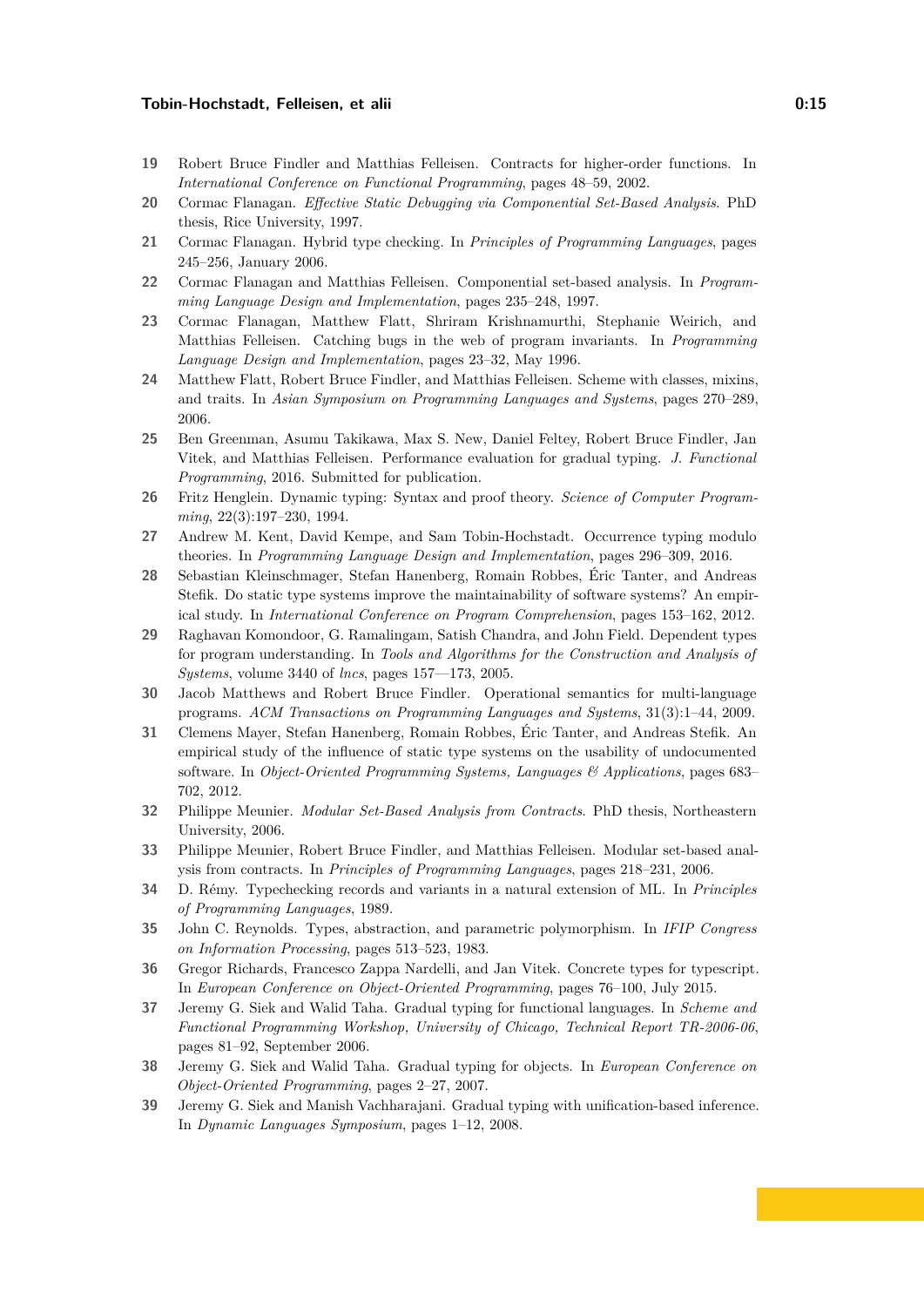19 Robert Bruce Findler and Matthias Felleisen. Contracts for higher-order functions. In *International Conference on Functional Programming*, pages 48–59, 2002.

20 Cormac Flanagan. *Effective Static Debugging via Componential Set-Based Analysis*. PhD thesis, Rice University, 1997.

21 Cormac Flanagan. Hybrid type checking. In *Principles of Programming Languages*, pages 245–256, January 2006.

22 Cormac Flanagan and Matthias Felleisen. Componential set-based analysis. In *Programming Language Design and Implementation*, pages 235–248, 1997.

23 Cormac Flanagan, Matthew Flatt, Shriram Krishnamurthi, Stephanie Weirich, and Matthias Felleisen. Catching bugs in the web of program invariants. In *Programming Language Design and Implementation*, pages 23–32, May 1996.

24 Matthew Flatt, Robert Bruce Findler, and Matthias Felleisen. Scheme with classes, mixins, and traits. In *Asian Symposium on Programming Languages and Systems*, pages 270–289, 2006.

25 Ben Greenman, Asumu Takikawa, Max S. New, Daniel Feltey, Robert Bruce Findler, Jan Vitek, and Matthias Felleisen. Performance evaluation for gradual typing. *J. Functional Programming*, 2016. Submitted for publication.

26 Fritz Henglein. Dynamic typing: Syntax and proof theory. *Science of Computer Programming*, 22(3):197–230, 1994.

27 Andrew M. Kent, David Kempe, and Sam Tobin-Hochstadt. Occurrence typing modulo theories. In *Programming Language Design and Implementation*, pages 296–309, 2016.

28 Sebastian Kleinschmager, Stefan Hanenberg, Romain Robbes, Éric Tanter, and Andreas Stefik. Do static type systems improve the maintainability of software systems? An empirical study. In *International Conference on Program Comprehension*, pages 153–162, 2012.

29 Raghavan Komondoor, G. Ramalingam, Satish Chandra, and John Field. Dependent types for program understanding. In *Tools and Algorithms for the Construction and Analysis of Systems*, volume 3440 of *lncs*, pages 157—173, 2005.

30 Jacob Matthews and Robert Bruce Findler. Operational semantics for multi-language programs. *ACM Transactions on Programming Languages and Systems*, 31(3):1–44, 2009.

31 Clemens Mayer, Stefan Hanenberg, Romain Robbes, Éric Tanter, and Andreas Stefik. An empirical study of the influence of static type systems on the usability of undocumented software. In *Object-Oriented Programming Systems, Languages & Applications*, pages 683–702, 2012.

32 Philippe Meunier. *Modular Set-Based Analysis from Contracts*. PhD thesis, Northeastern University, 2006.

33 Philippe Meunier, Robert Bruce Findler, and Matthias Felleisen. Modular set-based analysis from contracts. In *Principles of Programming Languages*, pages 218–231, 2006.

34 D. Rémy. Typechecking records and variants in a natural extension of ML. In *Principles of Programming Languages*, 1989.

35 John C. Reynolds. Types, abstraction, and parametric polymorphism. In *IFIP Congress on Information Processing*, pages 513–523, 1983.

36 Gregor Richards, Francesco Zappa Nardelli, and Jan Vitek. Concrete types for typescript. In *European Conference on Object-Oriented Programming*, pages 76–100, July 2015.

37 Jeremy G. Siek and Walid Taha. Gradual typing for functional languages. In *Scheme and Functional Programming Workshop, University of Chicago, Technical Report TR-2006-06*, pages 81–92, September 2006.

38 Jeremy G. Siek and Walid Taha. Gradual typing for objects. In *European Conference on Object-Oriented Programming*, pages 2–27, 2007.

39 Jeremy G. Siek and Manish Vachharajani. Gradual typing with unification-based inference. In *Dynamic Languages Symposium*, pages 1–12, 2008.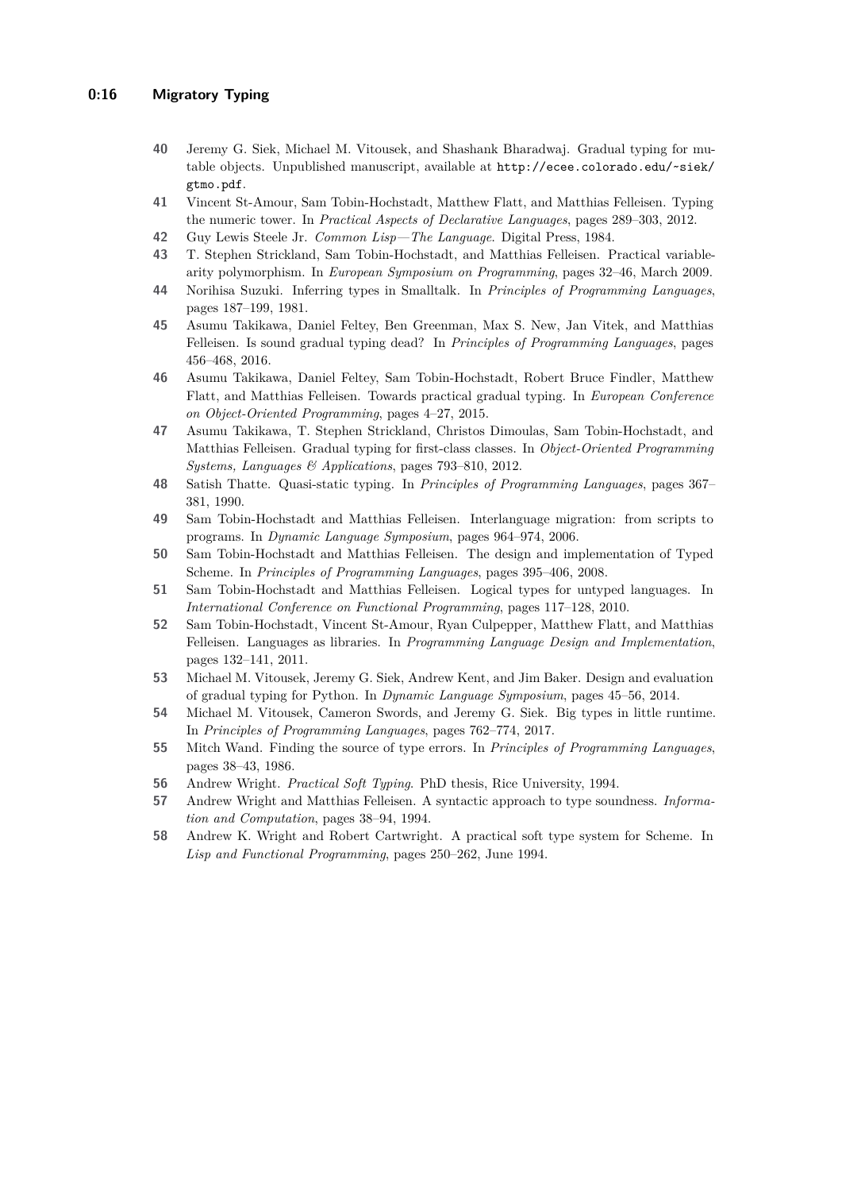**40** Jeremy G. Siek, Michael M. Vitousek, and Shashank Bharadwaj. Gradual typing for mutable objects. Unpublished manuscript, available at `http://ecee.colorado.edu/~siek/gtmo.pdf`.

**41** Vincent St-Amour, Sam Tobin-Hochstadt, Matthew Flatt, and Matthias Felleisen. Typing the numeric tower. In *Practical Aspects of Declarative Languages*, pages 289–303, 2012.

**42** Guy Lewis Steele Jr. *Common Lisp—The Language*. Digital Press, 1984.

**43** T. Stephen Strickland, Sam Tobin-Hochstadt, and Matthias Felleisen. Practical variable-arity polymorphism. In *European Symposium on Programming*, pages 32–46, March 2009.

**44** Norihisa Suzuki. Inferring types in Smalltalk. In *Principles of Programming Languages*, pages 187–199, 1981.

**45** Asumu Takikawa, Daniel Feltey, Ben Greenman, Max S. New, Jan Vitek, and Matthias Felleisen. Is sound gradual typing dead? In *Principles of Programming Languages*, pages 456–468, 2016.

**46** Asumu Takikawa, Daniel Feltey, Sam Tobin-Hochstadt, Robert Bruce Findler, Matthew Flatt, and Matthias Felleisen. Towards practical gradual typing. In *European Conference on Object-Oriented Programming*, pages 4–27, 2015.

**47** Asumu Takikawa, T. Stephen Strickland, Christos Dimoulas, Sam Tobin-Hochstadt, and Matthias Felleisen. Gradual typing for first-class classes. In *Object-Oriented Programming Systems, Languages & Applications*, pages 793–810, 2012.

**48** Satish Thatte. Quasi-static typing. In *Principles of Programming Languages*, pages 367–381, 1990.

**49** Sam Tobin-Hochstadt and Matthias Felleisen. Interlanguage migration: from scripts to programs. In *Dynamic Language Symposium*, pages 964–974, 2006.

**50** Sam Tobin-Hochstadt and Matthias Felleisen. The design and implementation of Typed Scheme. In *Principles of Programming Languages*, pages 395–406, 2008.

**51** Sam Tobin-Hochstadt and Matthias Felleisen. Logical types for untyped languages. In *International Conference on Functional Programming*, pages 117–128, 2010.

**52** Sam Tobin-Hochstadt, Vincent St-Amour, Ryan Culpepper, Matthew Flatt, and Matthias Felleisen. Languages as libraries. In *Programming Language Design and Implementation*, pages 132–141, 2011.

**53** Michael M. Vitousek, Jeremy G. Siek, Andrew Kent, and Jim Baker. Design and evaluation of gradual typing for Python. In *Dynamic Language Symposium*, pages 45–56, 2014.

**54** Michael M. Vitousek, Cameron Swords, and Jeremy G. Siek. Big types in little runtime. In *Principles of Programming Languages*, pages 762–774, 2017.

**55** Mitch Wand. Finding the source of type errors. In *Principles of Programming Languages*, pages 38–43, 1986.

**56** Andrew Wright. *Practical Soft Typing*. PhD thesis, Rice University, 1994.

**57** Andrew Wright and Matthias Felleisen. A syntactic approach to type soundness. *Information and Computation*, pages 38–94, 1994.

**58** Andrew K. Wright and Robert Cartwright. A practical soft type system for Scheme. In *Lisp and Functional Programming*, pages 250–262, June 1994.